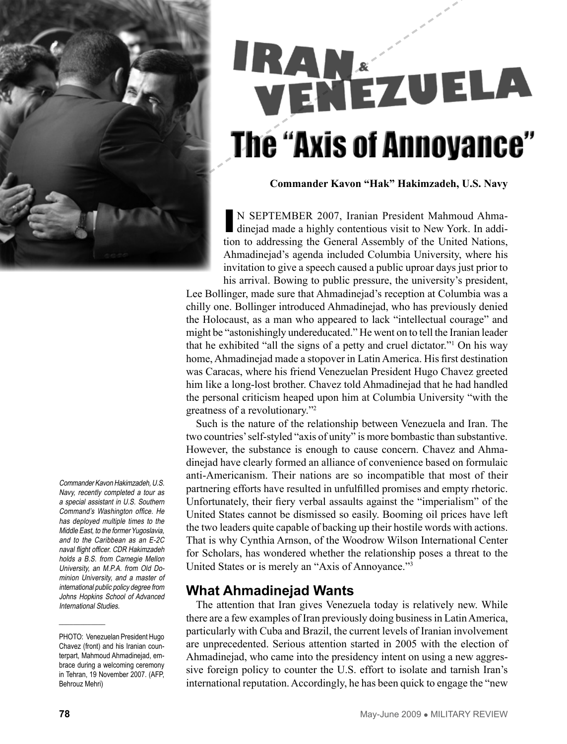# IRAN & VENEZUELA

## The "Axis of Annoyance"

**Commander Kavon "Hak" Hakimzadeh, U.S. Navy**

IN SEPTEMBER 2007, Iranian President Mahmoud Ahmadinejad made a highly contentious visit to New York. In addition to addressing the General Assembly of the United Nations, Ahmadinejad's agenda included Columbia University, where his invitation to give a speech caused a public uproar days just prior to his arrival. Bowing to public pressure, the university's president, Lee Bollinger, made sure that Ahmadinejad's reception at Columbia was a chilly one. Bollinger introduced Ahmadinejad, who has previously denied the Holocaust, as a man who appeared to lack "intellectual courage" and might be "astonishingly undereducated." He went on to tell the Iranian leader that he exhibited "all the signs of a petty and cruel dictator."[1] On his way home, Ahmadinejad made a stopover in Latin America. His first destination was Caracas, where his friend Venezuelan President Hugo Chavez greeted him like a long-lost brother. Chavez told Ahmadinejad that he had handled the personal criticism heaped upon him at Columbia University "with the greatness of a revolutionary."[2]

Such is the nature of the relationship between Venezuela and Iran. The two countries' self-styled "axis of unity" is more bombastic than substantive. However, the substance is enough to cause concern. Chavez and Ahmadinejad have clearly formed an alliance of convenience based on formulaic anti-Americanism. Their nations are so incompatible that most of their partnering efforts have resulted in unfulfilled promises and empty rhetoric. Unfortunately, their fiery verbal assaults against the "imperialism" of the United States cannot be dismissed so easily. Booming oil prices have left the two leaders quite capable of backing up their hostile words with actions. That is why Cynthia Arnson, of the Woodrow Wilson International Center for Scholars, has wondered whether the relationship poses a threat to the United States or is merely an "Axis of Annoyance."[3]

*Commander Kavon Hakimzadeh, U.S. Navy, recently completed a tour as a special assistant in U.S. Southern Command's Washington office. He has deployed multiple times to the Middle East, to the former Yugoslavia, and to the Caribbean as an E-2C naval flight officer. CDR Hakimzadeh holds a B.S. from Carnegie Mellon University, an M.P.A. from Old Dominion University, and a master of international public policy degree from Johns Hopkins School of Advanced International Studies.*

PHOTO: Venezuelan President Hugo Chavez (front) and his Iranian counterpart, Mahmoud Ahmadinejad, embrace during a welcoming ceremony in Tehran, 19 November 2007. (AFP, Behrouz Mehri)

## What Ahmadinejad Wants

The attention that Iran gives Venezuela today is relatively new. While there are a few examples of Iran previously doing business in Latin America, particularly with Cuba and Brazil, the current levels of Iranian involvement are unprecedented. Serious attention started in 2005 with the election of Ahmadinejad, who came into the presidency intent on using a new aggressive foreign policy to counter the U.S. effort to isolate and tarnish Iran's international reputation. Accordingly, he has been quick to engage the "new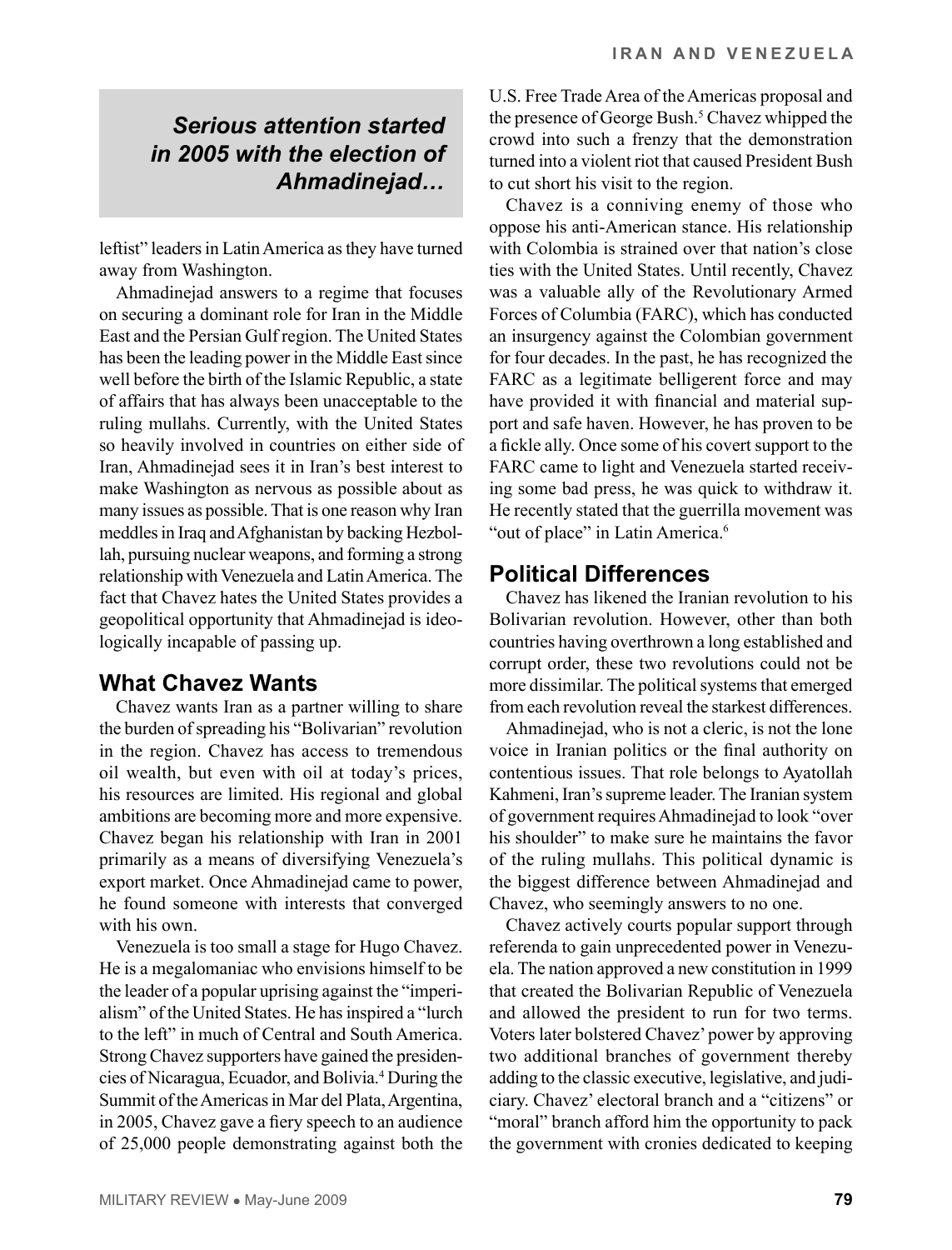*Serious attention started in 2005 with the election of Ahmadinejad…*

leftist" leaders in Latin America as they have turned away from Washington.

Ahmadinejad answers to a regime that focuses on securing a dominant role for Iran in the Middle East and the Persian Gulf region. The United States has been the leading power in the Middle East since well before the birth of the Islamic Republic, a state of affairs that has always been unacceptable to the ruling mullahs. Currently, with the United States so heavily involved in countries on either side of Iran, Ahmadinejad sees it in Iran's best interest to make Washington as nervous as possible about as many issues as possible. That is one reason why Iran meddles in Iraq and Afghanistan by backing Hezbollah, pursuing nuclear weapons, and forming a strong relationship with Venezuela and Latin America. The fact that Chavez hates the United States provides a geopolitical opportunity that Ahmadinejad is ideologically incapable of passing up.

## What Chavez Wants

Chavez wants Iran as a partner willing to share the burden of spreading his "Bolivarian" revolution in the region. Chavez has access to tremendous oil wealth, but even with oil at today's prices, his resources are limited. His regional and global ambitions are becoming more and more expensive. Chavez began his relationship with Iran in 2001 primarily as a means of diversifying Venezuela's export market. Once Ahmadinejad came to power, he found someone with interests that converged with his own.

Venezuela is too small a stage for Hugo Chavez. He is a megalomaniac who envisions himself to be the leader of a popular uprising against the "imperialism" of the United States. He has inspired a "lurch to the left" in much of Central and South America. Strong Chavez supporters have gained the presidencies of Nicaragua, Ecuador, and Bolivia.[4] During the Summit of the Americas in Mar del Plata, Argentina, in 2005, Chavez gave a fiery speech to an audience of 25,000 people demonstrating against both the U.S. Free Trade Area of the Americas proposal and the presence of George Bush.[5] Chavez whipped the crowd into such a frenzy that the demonstration turned into a violent riot that caused President Bush to cut short his visit to the region.

Chavez is a conniving enemy of those who oppose his anti-American stance. His relationship with Colombia is strained over that nation's close ties with the United States. Until recently, Chavez was a valuable ally of the Revolutionary Armed Forces of Columbia (FARC), which has conducted an insurgency against the Colombian government for four decades. In the past, he has recognized the FARC as a legitimate belligerent force and may have provided it with financial and material support and safe haven. However, he has proven to be a fickle ally. Once some of his covert support to the FARC came to light and Venezuela started receiving some bad press, he was quick to withdraw it. He recently stated that the guerrilla movement was "out of place" in Latin America.[6]

## Political Differences

Chavez has likened the Iranian revolution to his Bolivarian revolution. However, other than both countries having overthrown a long established and corrupt order, these two revolutions could not be more dissimilar. The political systems that emerged from each revolution reveal the starkest differences.

Ahmadinejad, who is not a cleric, is not the lone voice in Iranian politics or the final authority on contentious issues. That role belongs to Ayatollah Kahmeni, Iran's supreme leader. The Iranian system of government requires Ahmadinejad to look "over his shoulder" to make sure he maintains the favor of the ruling mullahs. This political dynamic is the biggest difference between Ahmadinejad and Chavez, who seemingly answers to no one.

Chavez actively courts popular support through referenda to gain unprecedented power in Venezuela. The nation approved a new constitution in 1999 that created the Bolivarian Republic of Venezuela and allowed the president to run for two terms. Voters later bolstered Chavez' power by approving two additional branches of government thereby adding to the classic executive, legislative, and judiciary. Chavez' electoral branch and a "citizens" or "moral" branch afford him the opportunity to pack the government with cronies dedicated to keeping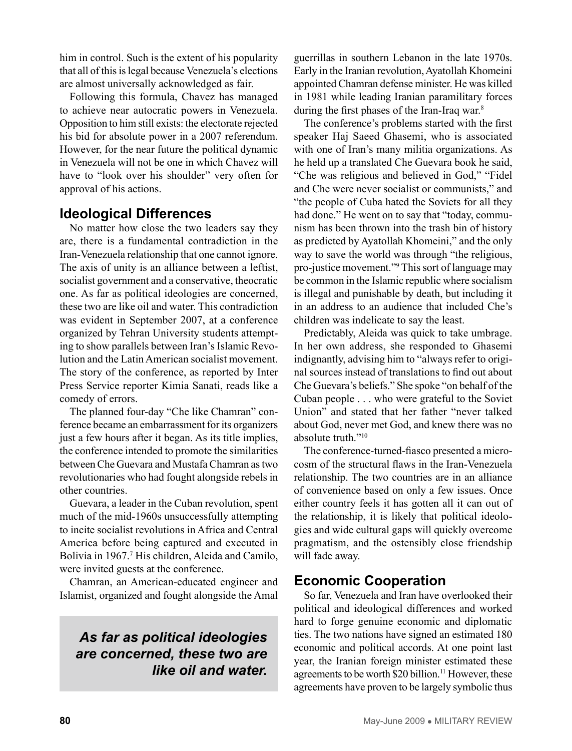him in control. Such is the extent of his popularity that all of this is legal because Venezuela's elections are almost universally acknowledged as fair.

Following this formula, Chavez has managed to achieve near autocratic powers in Venezuela. Opposition to him still exists: the electorate rejected his bid for absolute power in a 2007 referendum. However, for the near future the political dynamic in Venezuela will not be one in which Chavez will have to "look over his shoulder" very often for approval of his actions.

## Ideological Differences

No matter how close the two leaders say they are, there is a fundamental contradiction in the Iran-Venezuela relationship that one cannot ignore. The axis of unity is an alliance between a leftist, socialist government and a conservative, theocratic one. As far as political ideologies are concerned, these two are like oil and water. This contradiction was evident in September 2007, at a conference organized by Tehran University students attempting to show parallels between Iran's Islamic Revolution and the Latin American socialist movement. The story of the conference, as reported by Inter Press Service reporter Kimia Sanati, reads like a comedy of errors.

The planned four-day "Che like Chamran" conference became an embarrassment for its organizers just a few hours after it began. As its title implies, the conference intended to promote the similarities between Che Guevara and Mustafa Chamran as two revolutionaries who had fought alongside rebels in other countries.

Guevara, a leader in the Cuban revolution, spent much of the mid-1960s unsuccessfully attempting to incite socialist revolutions in Africa and Central America before being captured and executed in Bolivia in 1967.[7] His children, Aleida and Camilo, were invited guests at the conference.

Chamran, an American-educated engineer and Islamist, organized and fought alongside the Amal guerrillas in southern Lebanon in the late 1970s. Early in the Iranian revolution, Ayatollah Khomeini appointed Chamran defense minister. He was killed in 1981 while leading Iranian paramilitary forces during the first phases of the Iran-Iraq war.[8]

The conference's problems started with the first speaker Haj Saeed Ghasemi, who is associated with one of Iran's many militia organizations. As he held up a translated Che Guevara book he said, "Che was religious and believed in God," "Fidel and Che were never socialist or communists," and "the people of Cuba hated the Soviets for all they had done." He went on to say that "today, communism has been thrown into the trash bin of history as predicted by Ayatollah Khomeini," and the only way to save the world was through "the religious, pro-justice movement."[9] This sort of language may be common in the Islamic republic where socialism is illegal and punishable by death, but including it in an address to an audience that included Che's children was indelicate to say the least.

Predictably, Aleida was quick to take umbrage. In her own address, she responded to Ghasemi indignantly, advising him to "always refer to original sources instead of translations to find out about Che Guevara's beliefs." She spoke "on behalf of the Cuban people . . . who were grateful to the Soviet Union" and stated that her father "never talked about God, never met God, and knew there was no absolute truth."[10]

The conference-turned-fiasco presented a microcosm of the structural flaws in the Iran-Venezuela relationship. The two countries are in an alliance of convenience based on only a few issues. Once either country feels it has gotten all it can out of the relationship, it is likely that political ideologies and wide cultural gaps will quickly overcome pragmatism, and the ostensibly close friendship will fade away.

> ***As far as political ideologies are concerned, these two are like oil and water.***

## Economic Cooperation

So far, Venezuela and Iran have overlooked their political and ideological differences and worked hard to forge genuine economic and diplomatic ties. The two nations have signed an estimated 180 economic and political accords. At one point last year, the Iranian foreign minister estimated these agreements to be worth $20 billion.[11] However, these agreements have proven to be largely symbolic thus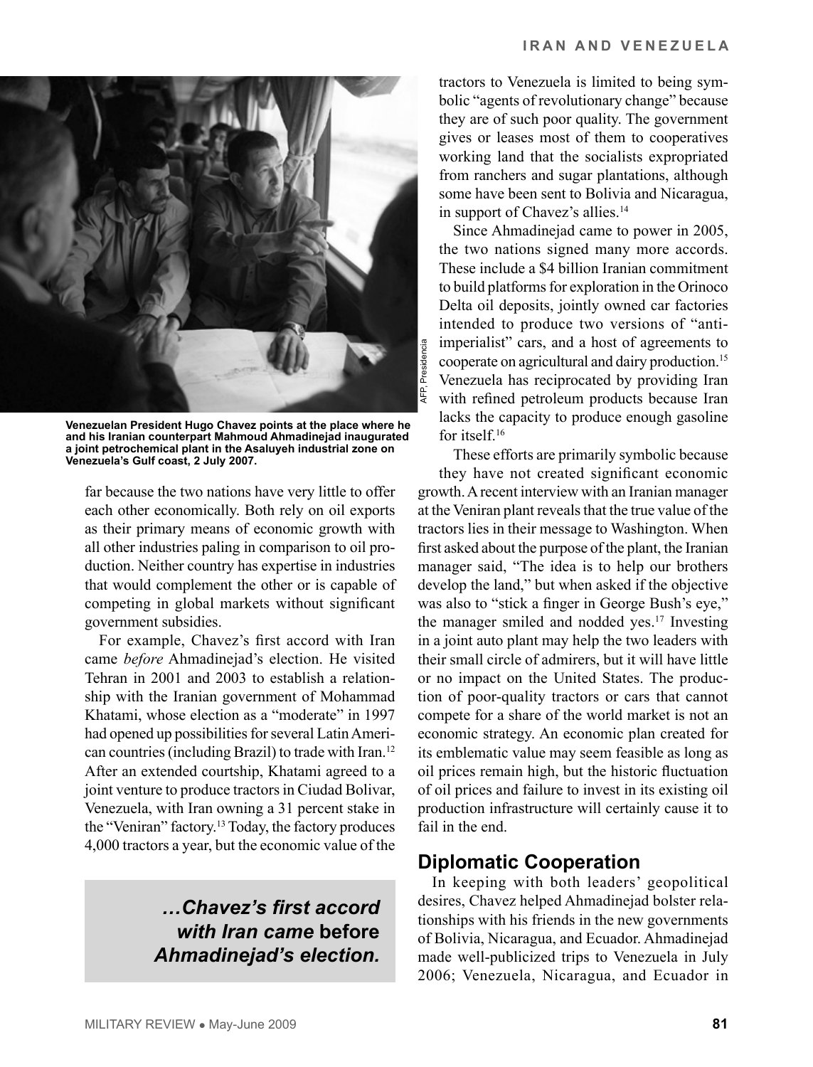Venezuelan President Hugo Chavez points at the place where he and his Iranian counterpart Mahmoud Ahmadinejad inaugurated a joint petrochemical plant in the Asaluyeh industrial zone on Venezuela's Gulf coast, 2 July 2007.

AFP, Presidencia

far because the two nations have very little to offer each other economically. Both rely on oil exports as their primary means of economic growth with all other industries paling in comparison to oil production. Neither country has expertise in industries that would complement the other or is capable of competing in global markets without significant government subsidies.

For example, Chavez's first accord with Iran came *before* Ahmadinejad's election. He visited Tehran in 2001 and 2003 to establish a relationship with the Iranian government of Mohammad Khatami, whose election as a "moderate" in 1997 had opened up possibilities for several Latin American countries (including Brazil) to trade with Iran.[12] After an extended courtship, Khatami agreed to a joint venture to produce tractors in Ciudad Bolivar, Venezuela, with Iran owning a 31 percent stake in the "Veniran" factory.[13] Today, the factory produces 4,000 tractors a year, but the economic value of the tractors to Venezuela is limited to being symbolic "agents of revolutionary change" because they are of such poor quality. The government gives or leases most of them to cooperatives working land that the socialists expropriated from ranchers and sugar plantations, although some have been sent to Bolivia and Nicaragua, in support of Chavez's allies.[14]

> ***…Chavez's first accord with Iran came* before *Ahmadinejad's election.***

Since Ahmadinejad came to power in 2005, the two nations signed many more accords. These include a $4 billion Iranian commitment to build platforms for exploration in the Orinoco Delta oil deposits, jointly owned car factories intended to produce two versions of "anti-imperialist" cars, and a host of agreements to cooperate on agricultural and dairy production.[15] Venezuela has reciprocated by providing Iran with refined petroleum products because Iran lacks the capacity to produce enough gasoline for itself.[16]

These efforts are primarily symbolic because they have not created significant economic growth. A recent interview with an Iranian manager at the Veniran plant reveals that the true value of the tractors lies in their message to Washington. When first asked about the purpose of the plant, the Iranian manager said, "The idea is to help our brothers develop the land," but when asked if the objective was also to "stick a finger in George Bush's eye," the manager smiled and nodded yes.[17] Investing in a joint auto plant may help the two leaders with their small circle of admirers, but it will have little or no impact on the United States. The production of poor-quality tractors or cars that cannot compete for a share of the world market is not an economic strategy. An economic plan created for its emblematic value may seem feasible as long as oil prices remain high, but the historic fluctuation of oil prices and failure to invest in its existing oil production infrastructure will certainly cause it to fail in the end.

## Diplomatic Cooperation

In keeping with both leaders' geopolitical desires, Chavez helped Ahmadinejad bolster relationships with his friends in the new governments of Bolivia, Nicaragua, and Ecuador. Ahmadinejad made well-publicized trips to Venezuela in July 2006; Venezuela, Nicaragua, and Ecuador in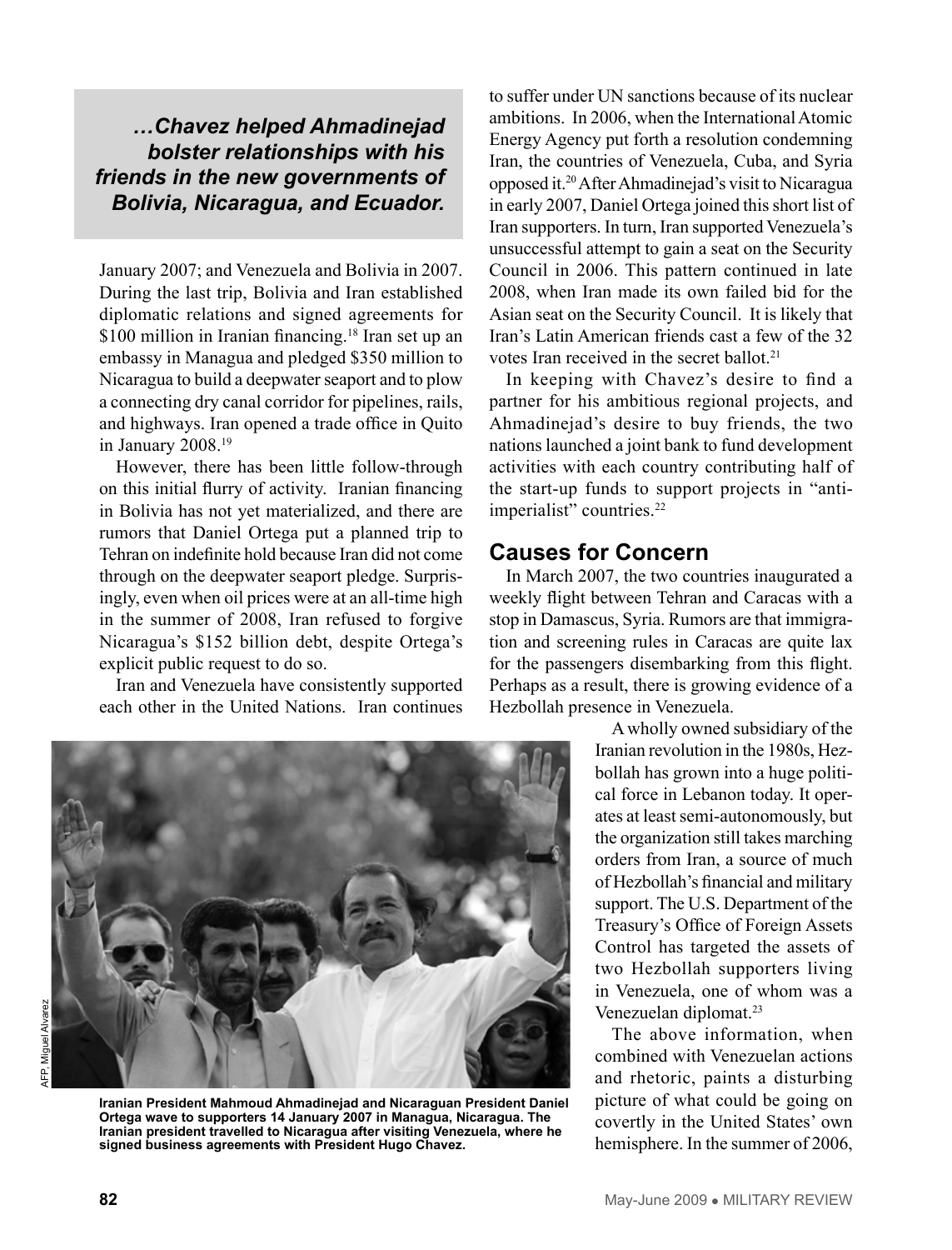> *…Chavez helped Ahmadinejad bolster relationships with his friends in the new governments of Bolivia, Nicaragua, and Ecuador.*

January 2007; and Venezuela and Bolivia in 2007. During the last trip, Bolivia and Iran established diplomatic relations and signed agreements for $100 million in Iranian financing.[18] Iran set up an embassy in Managua and pledged $350 million to Nicaragua to build a deepwater seaport and to plow a connecting dry canal corridor for pipelines, rails, and highways. Iran opened a trade office in Quito in January 2008.[19]

However, there has been little follow-through on this initial flurry of activity. Iranian financing in Bolivia has not yet materialized, and there are rumors that Daniel Ortega put a planned trip to Tehran on indefinite hold because Iran did not come through on the deepwater seaport pledge. Surprisingly, even when oil prices were at an all-time high in the summer of 2008, Iran refused to forgive Nicaragua's $152 billion debt, despite Ortega's explicit public request to do so.

Iran and Venezuela have consistently supported each other in the United Nations. Iran continues to suffer under UN sanctions because of its nuclear ambitions. In 2006, when the International Atomic Energy Agency put forth a resolution condemning Iran, the countries of Venezuela, Cuba, and Syria opposed it.[20] After Ahmadinejad's visit to Nicaragua in early 2007, Daniel Ortega joined this short list of Iran supporters. In turn, Iran supported Venezuela's unsuccessful attempt to gain a seat on the Security Council in 2006. This pattern continued in late 2008, when Iran made its own failed bid for the Asian seat on the Security Council. It is likely that Iran's Latin American friends cast a few of the 32 votes Iran received in the secret ballot.[21]

In keeping with Chavez's desire to find a partner for his ambitious regional projects, and Ahmadinejad's desire to buy friends, the two nations launched a joint bank to fund development activities with each country contributing half of the start-up funds to support projects in "anti-imperialist" countries.[22]

## Causes for Concern

In March 2007, the two countries inaugurated a weekly flight between Tehran and Caracas with a stop in Damascus, Syria. Rumors are that immigration and screening rules in Caracas are quite lax for the passengers disembarking from this flight. Perhaps as a result, there is growing evidence of a Hezbollah presence in Venezuela.

A wholly owned subsidiary of the Iranian revolution in the 1980s, Hezbollah has grown into a huge political force in Lebanon today. It operates at least semi-autonomously, but the organization still takes marching orders from Iran, a source of much of Hezbollah's financial and military support. The U.S. Department of the Treasury's Office of Foreign Assets Control has targeted the assets of two Hezbollah supporters living in Venezuela, one of whom was a Venezuelan diplomat.[23]

The above information, when combined with Venezuelan actions and rhetoric, paints a disturbing picture of what could be going on covertly in the United States' own hemisphere. In the summer of 2006,

AFP, Miguel Alvarez

**Iranian President Mahmoud Ahmadinejad and Nicaraguan President Daniel Ortega wave to supporters 14 January 2007 in Managua, Nicaragua. The Iranian president travelled to Nicaragua after visiting Venezuela, where he signed business agreements with President Hugo Chavez.**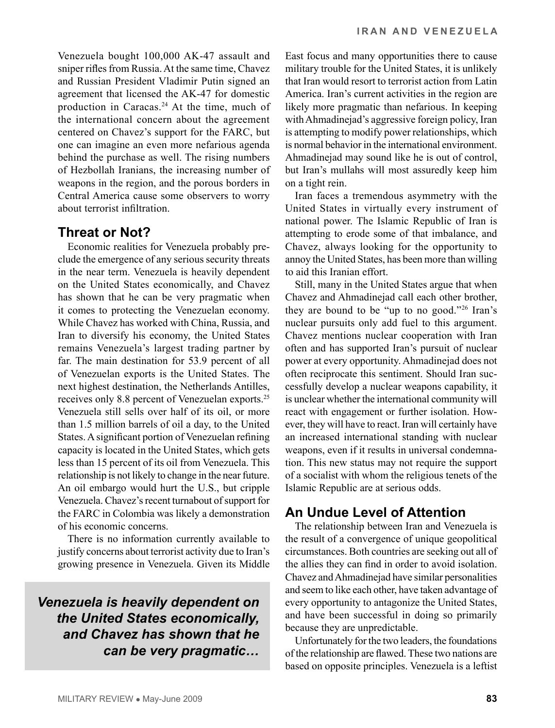Venezuela bought 100,000 AK-47 assault and sniper rifles from Russia. At the same time, Chavez and Russian President Vladimir Putin signed an agreement that licensed the AK-47 for domestic production in Caracas.[24] At the time, much of the international concern about the agreement centered on Chavez's support for the FARC, but one can imagine an even more nefarious agenda behind the purchase as well. The rising numbers of Hezbollah Iranians, the increasing number of weapons in the region, and the porous borders in Central America cause some observers to worry about terrorist infiltration.

## Threat or Not?

Economic realities for Venezuela probably preclude the emergence of any serious security threats in the near term. Venezuela is heavily dependent on the United States economically, and Chavez has shown that he can be very pragmatic when it comes to protecting the Venezuelan economy. While Chavez has worked with China, Russia, and Iran to diversify his economy, the United States remains Venezuela's largest trading partner by far. The main destination for 53.9 percent of all of Venezuelan exports is the United States. The next highest destination, the Netherlands Antilles, receives only 8.8 percent of Venezuelan exports.[25] Venezuela still sells over half of its oil, or more than 1.5 million barrels of oil a day, to the United States. A significant portion of Venezuelan refining capacity is located in the United States, which gets less than 15 percent of its oil from Venezuela. This relationship is not likely to change in the near future. An oil embargo would hurt the U.S., but cripple Venezuela. Chavez's recent turnabout of support for the FARC in Colombia was likely a demonstration of his economic concerns.

There is no information currently available to justify concerns about terrorist activity due to Iran's growing presence in Venezuela. Given its Middle East focus and many opportunities there to cause military trouble for the United States, it is unlikely that Iran would resort to terrorist action from Latin America. Iran's current activities in the region are likely more pragmatic than nefarious. In keeping with Ahmadinejad's aggressive foreign policy, Iran is attempting to modify power relationships, which is normal behavior in the international environment. Ahmadinejad may sound like he is out of control, but Iran's mullahs will most assuredly keep him on a tight rein.

*Venezuela is heavily dependent on the United States economically, and Chavez has shown that he can be very pragmatic…*

Iran faces a tremendous asymmetry with the United States in virtually every instrument of national power. The Islamic Republic of Iran is attempting to erode some of that imbalance, and Chavez, always looking for the opportunity to annoy the United States, has been more than willing to aid this Iranian effort.

Still, many in the United States argue that when Chavez and Ahmadinejad call each other brother, they are bound to be "up to no good."[26] Iran's nuclear pursuits only add fuel to this argument. Chavez mentions nuclear cooperation with Iran often and has supported Iran's pursuit of nuclear power at every opportunity. Ahmadinejad does not often reciprocate this sentiment. Should Iran successfully develop a nuclear weapons capability, it is unclear whether the international community will react with engagement or further isolation. However, they will have to react. Iran will certainly have an increased international standing with nuclear weapons, even if it results in universal condemnation. This new status may not require the support of a socialist with whom the religious tenets of the Islamic Republic are at serious odds.

## An Undue Level of Attention

The relationship between Iran and Venezuela is the result of a convergence of unique geopolitical circumstances. Both countries are seeking out all of the allies they can find in order to avoid isolation. Chavez and Ahmadinejad have similar personalities and seem to like each other, have taken advantage of every opportunity to antagonize the United States, and have been successful in doing so primarily because they are unpredictable.

Unfortunately for the two leaders, the foundations of the relationship are flawed. These two nations are based on opposite principles. Venezuela is a leftist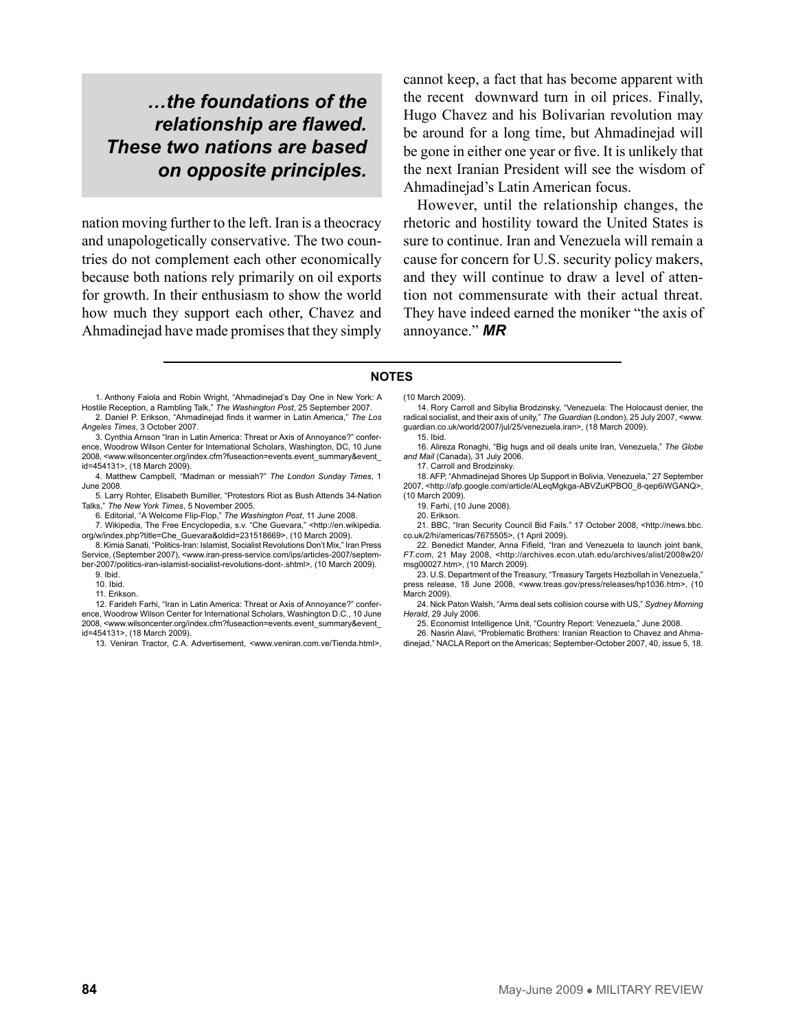> ***…the foundations of the relationship are flawed. These two nations are based on opposite principles.***

nation moving further to the left. Iran is a theocracy and unapologetically conservative. The two countries do not complement each other economically because both nations rely primarily on oil exports for growth. In their enthusiasm to show the world how much they support each other, Chavez and Ahmadinejad have made promises that they simply cannot keep, a fact that has become apparent with the recent downward turn in oil prices. Finally, Hugo Chavez and his Bolivarian revolution may be around for a long time, but Ahmadinejad will be gone in either one year or five. It is unlikely that the next Iranian President will see the wisdom of Ahmadinejad's Latin American focus.

However, until the relationship changes, the rhetoric and hostility toward the United States is sure to continue. Iran and Venezuela will remain a cause for concern for U.S. security policy makers, and they will continue to draw a level of attention not commensurate with their actual threat. They have indeed earned the moniker "the axis of annoyance." ***MR***

## NOTES

1. Anthony Faiola and Robin Wright, "Ahmadinejad's Day One in New York: A Hostile Reception, a Rambling Talk," *The Washington Post*, 25 September 2007.
2. Daniel P. Erikson, "Ahmadinejad finds it warmer in Latin America," *The Los Angeles Times*, 3 October 2007.
3. Cynthia Arnson "Iran in Latin America: Threat or Axis of Annoyance?" conference, Woodrow Wilson Center for International Scholars, Washington, DC, 10 June 2008, <www.wilsoncenter.org/index.cfm?fuseaction=events.event_summary&event_id=454131>, (18 March 2009).
4. Matthew Campbell, "Madman or messiah?" *The London Sunday Times*, 1 June 2008.
5. Larry Rohter, Elisabeth Bumiller, "Protestors Riot as Bush Attends 34-Nation Talks," *The New York Times*, 5 November 2005.
6. Editorial, "A Welcome Flip-Flop," *The Washington Post*, 11 June 2008.
7. Wikipedia, The Free Encyclopedia, s.v. "Che Guevara," <http://en.wikipedia.org/w/index.php?title=Che_Guevara&oldid=231518669>, (10 March 2009).
8. Kimia Sanati, "Politics-Iran: Islamist, Socialist Revolutions Don't Mix," Iran Press Service, (September 2007), <www.iran-press-service.com/ips/articles-2007/september-2007/politics-iran-islamist-socialist-revolutions-dont-.shtml>, (10 March 2009).
9. Ibid.
10. Ibid.
11. Erikson.
12. Farideh Farhi, "Iran in Latin America: Threat or Axis of Annoyance?" conference, Woodrow Wilson Center for International Scholars, Washington D.C., 10 June 2008, <www.wilsoncenter.org/index.cfm?fuseaction=events.event_summary&event_id=454131>, (18 March 2009).
13. Veniran Tractor, C.A. Advertisement, <www.veniran.com.ve/Tienda.html>, (10 March 2009).
14. Rory Carroll and Sibylia Brodzinsky, "Venezuela: The Holocaust denier, the radical socialist, and their axis of unity," *The Guardian* (London), 25 July 2007, <www.guardian.co.uk/world/2007/jul/25/venezuela.iran>, (18 March 2009).
15. Ibid.
16. Alireza Ronaghi, "Big hugs and oil deals unite Iran, Venezuela," *The Globe and Mail* (Canada), 31 July 2006.
17. Carroll and Brodzinsky.
18. AFP, "Ahmadinejad Shores Up Support in Bolivia, Venezuela," 27 September 2007, <http://afp.google.com/article/ALeqMgkga-ABVZuKPBO0_8-qep6iWGANQ>, (10 March 2009).
19. Farhi, (10 June 2008).
20. Erikson.
21. BBC, "Iran Security Council Bid Fails." 17 October 2008, <http://news.bbc.co.uk/2/hi/americas/7675505>, (1 April 2009).
22. Benedict Mander, Anna Fifield, "Iran and Venezuela to launch joint bank, *FT.com*, 21 May 2008, <http://archives.econ.utah.edu/archives/alist/2008w20/msg00027.htm>, (10 March 2009).
23. U.S. Department of the Treasury, "Treasury Targets Hezbollah in Venezuela," press release, 18 June 2008, <www.treas.gov/press/releases/hp1036.htm>, (10 March 2009).
24. Nick Paton Walsh, "Arms deal sets collision course with US," *Sydney Morning Herald*, 29 July 2006.
25. Economist Intelligence Unit, "Country Report: Venezuela," June 2008.
26. Nasrin Alavi, "Problematic Brothers: Iranian Reaction to Chavez and Ahmadinejad," NACLA Report on the Americas; September-October 2007, 40, issue 5, 18.